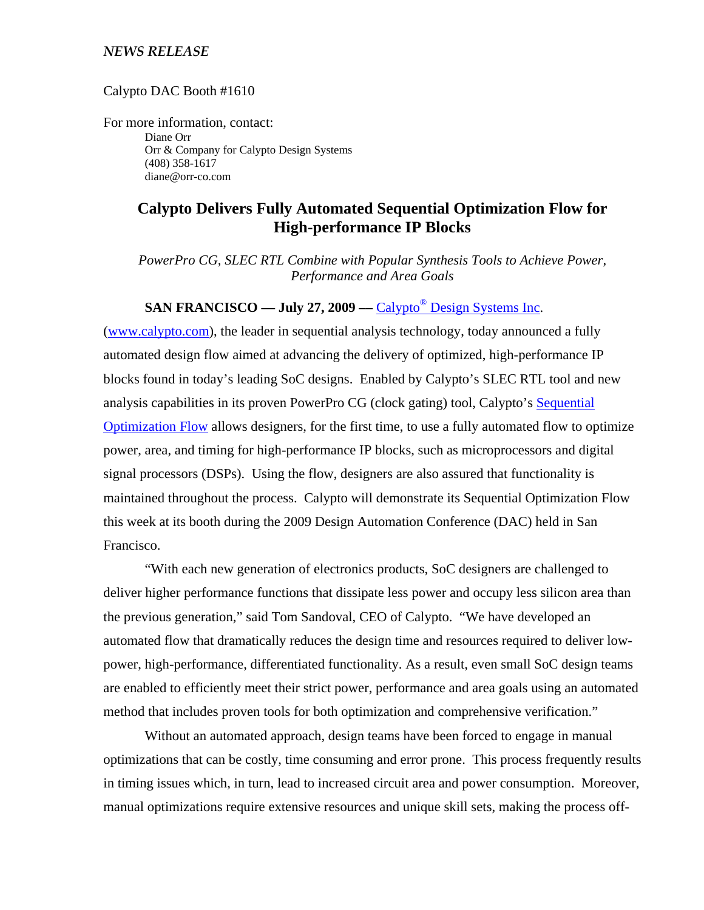*NEWS RELEASE*

Calypto DAC Booth #1610

For more information, contact:

Diane Orr
Orr & Company for Calypto Design Systems
(408) 358-1617
diane@orr-co.com

# Calypto Delivers Fully Automated Sequential Optimization Flow for High-performance IP Blocks

*PowerPro CG, SLEC RTL Combine with Popular Synthesis Tools to Achieve Power, Performance and Area Goals*

**SAN FRANCISCO — July 27, 2009 —** Calypto® Design Systems Inc. (www.calypto.com), the leader in sequential analysis technology, today announced a fully automated design flow aimed at advancing the delivery of optimized, high-performance IP blocks found in today's leading SoC designs. Enabled by Calypto's SLEC RTL tool and new analysis capabilities in its proven PowerPro CG (clock gating) tool, Calypto's Sequential Optimization Flow allows designers, for the first time, to use a fully automated flow to optimize power, area, and timing for high-performance IP blocks, such as microprocessors and digital signal processors (DSPs). Using the flow, designers are also assured that functionality is maintained throughout the process. Calypto will demonstrate its Sequential Optimization Flow this week at its booth during the 2009 Design Automation Conference (DAC) held in San Francisco.

"With each new generation of electronics products, SoC designers are challenged to deliver higher performance functions that dissipate less power and occupy less silicon area than the previous generation," said Tom Sandoval, CEO of Calypto. "We have developed an automated flow that dramatically reduces the design time and resources required to deliver low-power, high-performance, differentiated functionality. As a result, even small SoC design teams are enabled to efficiently meet their strict power, performance and area goals using an automated method that includes proven tools for both optimization and comprehensive verification."

Without an automated approach, design teams have been forced to engage in manual optimizations that can be costly, time consuming and error prone. This process frequently results in timing issues which, in turn, lead to increased circuit area and power consumption. Moreover, manual optimizations require extensive resources and unique skill sets, making the process off-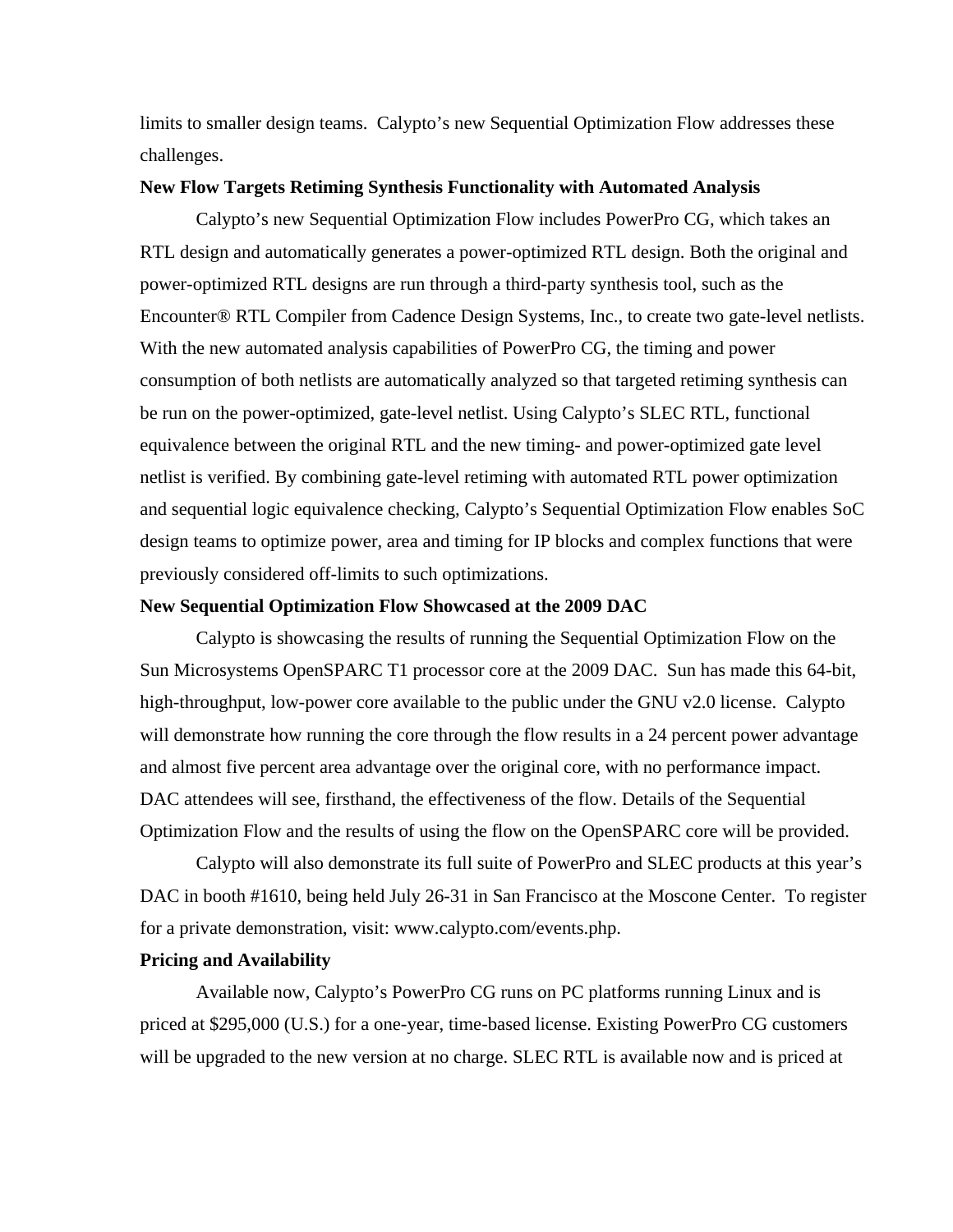limits to smaller design teams. Calypto's new Sequential Optimization Flow addresses these challenges.

**New Flow Targets Retiming Synthesis Functionality with Automated Analysis**

Calypto's new Sequential Optimization Flow includes PowerPro CG, which takes an RTL design and automatically generates a power-optimized RTL design. Both the original and power-optimized RTL designs are run through a third-party synthesis tool, such as the Encounter® RTL Compiler from Cadence Design Systems, Inc., to create two gate-level netlists. With the new automated analysis capabilities of PowerPro CG, the timing and power consumption of both netlists are automatically analyzed so that targeted retiming synthesis can be run on the power-optimized, gate-level netlist. Using Calypto's SLEC RTL, functional equivalence between the original RTL and the new timing- and power-optimized gate level netlist is verified. By combining gate-level retiming with automated RTL power optimization and sequential logic equivalence checking, Calypto's Sequential Optimization Flow enables SoC design teams to optimize power, area and timing for IP blocks and complex functions that were previously considered off-limits to such optimizations.

**New Sequential Optimization Flow Showcased at the 2009 DAC**

Calypto is showcasing the results of running the Sequential Optimization Flow on the Sun Microsystems OpenSPARC T1 processor core at the 2009 DAC. Sun has made this 64-bit, high-throughput, low-power core available to the public under the GNU v2.0 license. Calypto will demonstrate how running the core through the flow results in a 24 percent power advantage and almost five percent area advantage over the original core, with no performance impact. DAC attendees will see, firsthand, the effectiveness of the flow. Details of the Sequential Optimization Flow and the results of using the flow on the OpenSPARC core will be provided.

Calypto will also demonstrate its full suite of PowerPro and SLEC products at this year's DAC in booth #1610, being held July 26-31 in San Francisco at the Moscone Center. To register for a private demonstration, visit: www.calypto.com/events.php.

**Pricing and Availability**

Available now, Calypto's PowerPro CG runs on PC platforms running Linux and is priced at $295,000 (U.S.) for a one-year, time-based license. Existing PowerPro CG customers will be upgraded to the new version at no charge. SLEC RTL is available now and is priced at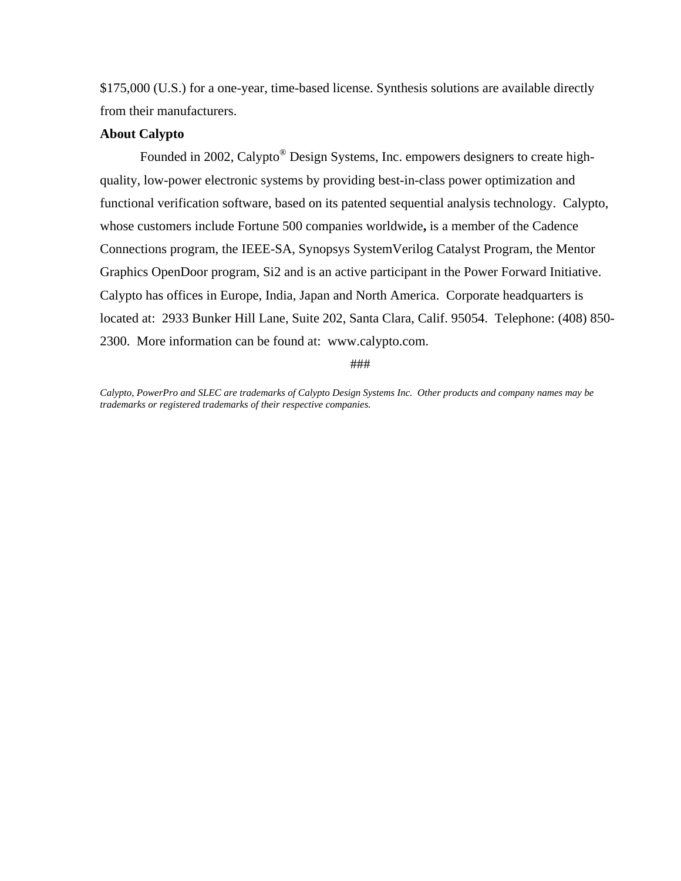$175,000 (U.S.) for a one-year, time-based license. Synthesis solutions are available directly from their manufacturers.

**About Calypto**

Founded in 2002, Calypto® Design Systems, Inc. empowers designers to create high-quality, low-power electronic systems by providing best-in-class power optimization and functional verification software, based on its patented sequential analysis technology. Calypto, whose customers include Fortune 500 companies worldwide**,** is a member of the Cadence Connections program, the IEEE-SA, Synopsys SystemVerilog Catalyst Program, the Mentor Graphics OpenDoor program, Si2 and is an active participant in the Power Forward Initiative. Calypto has offices in Europe, India, Japan and North America. Corporate headquarters is located at: 2933 Bunker Hill Lane, Suite 202, Santa Clara, Calif. 95054. Telephone: (408) 850-2300. More information can be found at: www.calypto.com.

###

*Calypto, PowerPro and SLEC are trademarks of Calypto Design Systems Inc. Other products and company names may be trademarks or registered trademarks of their respective companies.*